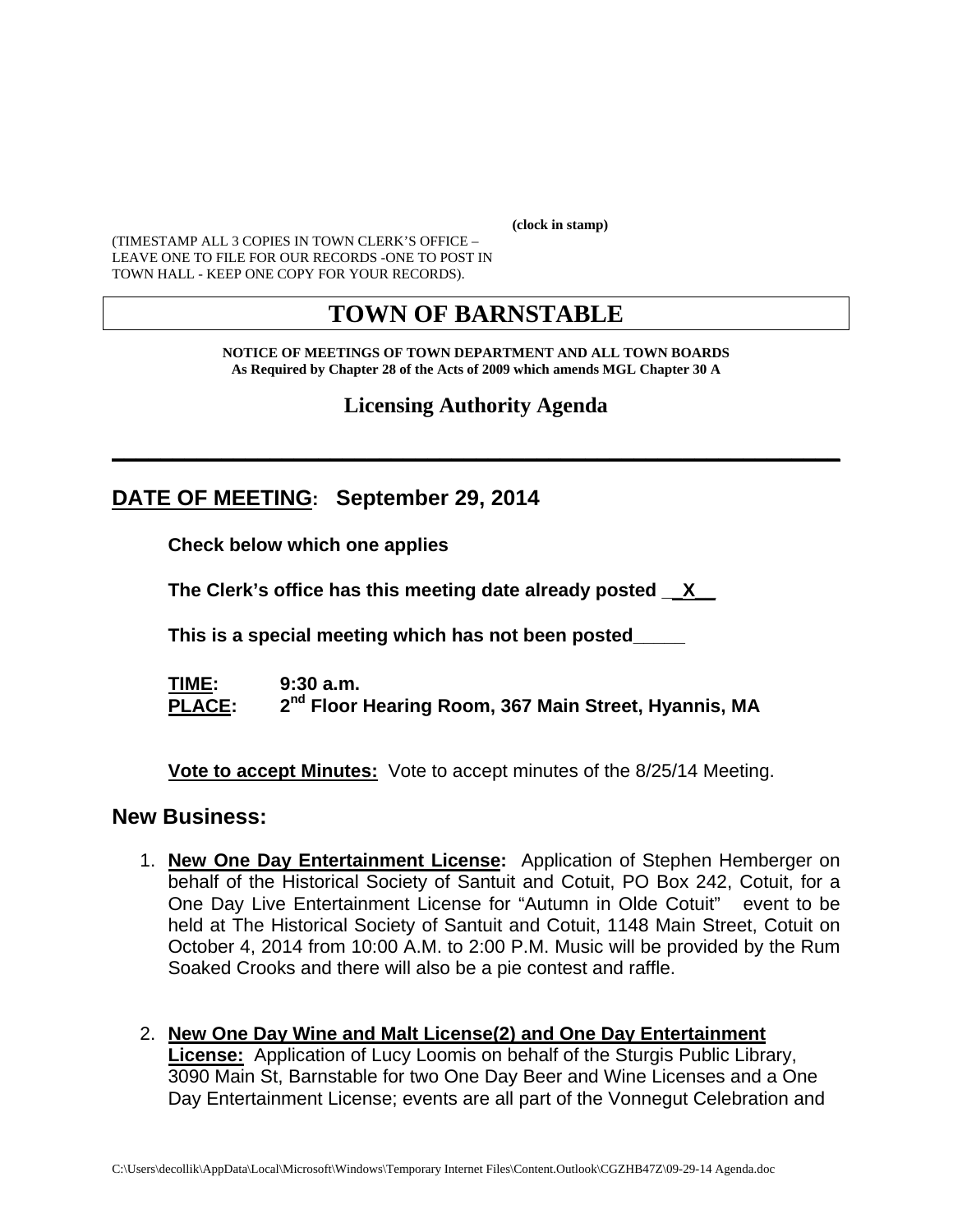**(clock in stamp)**

(TIMESTAMP ALL 3 COPIES IN TOWN CLERK'S OFFICE – LEAVE ONE TO FILE FOR OUR RECORDS -ONE TO POST IN TOWN HALL - KEEP ONE COPY FOR YOUR RECORDS).

# TOWN OF BARNSTABLE

**NOTICE OF MEETINGS OF TOWN DEPARTMENT AND ALL TOWN BOARDS**
**As Required by Chapter 28 of the Acts of 2009 which amends MGL Chapter 30 A**

## Licensing Authority Agenda

---

## DATE OF MEETING: September 29, 2014

**Check below which one applies**

**The Clerk's office has this meeting date already posted \_\_X\_\_**

**This is a special meeting which has not been posted\_\_\_\_\_**

**TIME:** 9:30 a.m.
**PLACE:** 2nd Floor Hearing Room, 367 Main Street, Hyannis, MA

**Vote to accept Minutes:** Vote to accept minutes of the 8/25/14 Meeting.

## New Business:

1. **New One Day Entertainment License:** Application of Stephen Hemberger on behalf of the Historical Society of Santuit and Cotuit, PO Box 242, Cotuit, for a One Day Live Entertainment License for "Autumn in Olde Cotuit" event to be held at The Historical Society of Santuit and Cotuit, 1148 Main Street, Cotuit on October 4, 2014 from 10:00 A.M. to 2:00 P.M. Music will be provided by the Rum Soaked Crooks and there will also be a pie contest and raffle.

2. **New One Day Wine and Malt License(2) and One Day Entertainment License:** Application of Lucy Loomis on behalf of the Sturgis Public Library, 3090 Main St, Barnstable for two One Day Beer and Wine Licenses and a One Day Entertainment License; events are all part of the Vonnegut Celebration and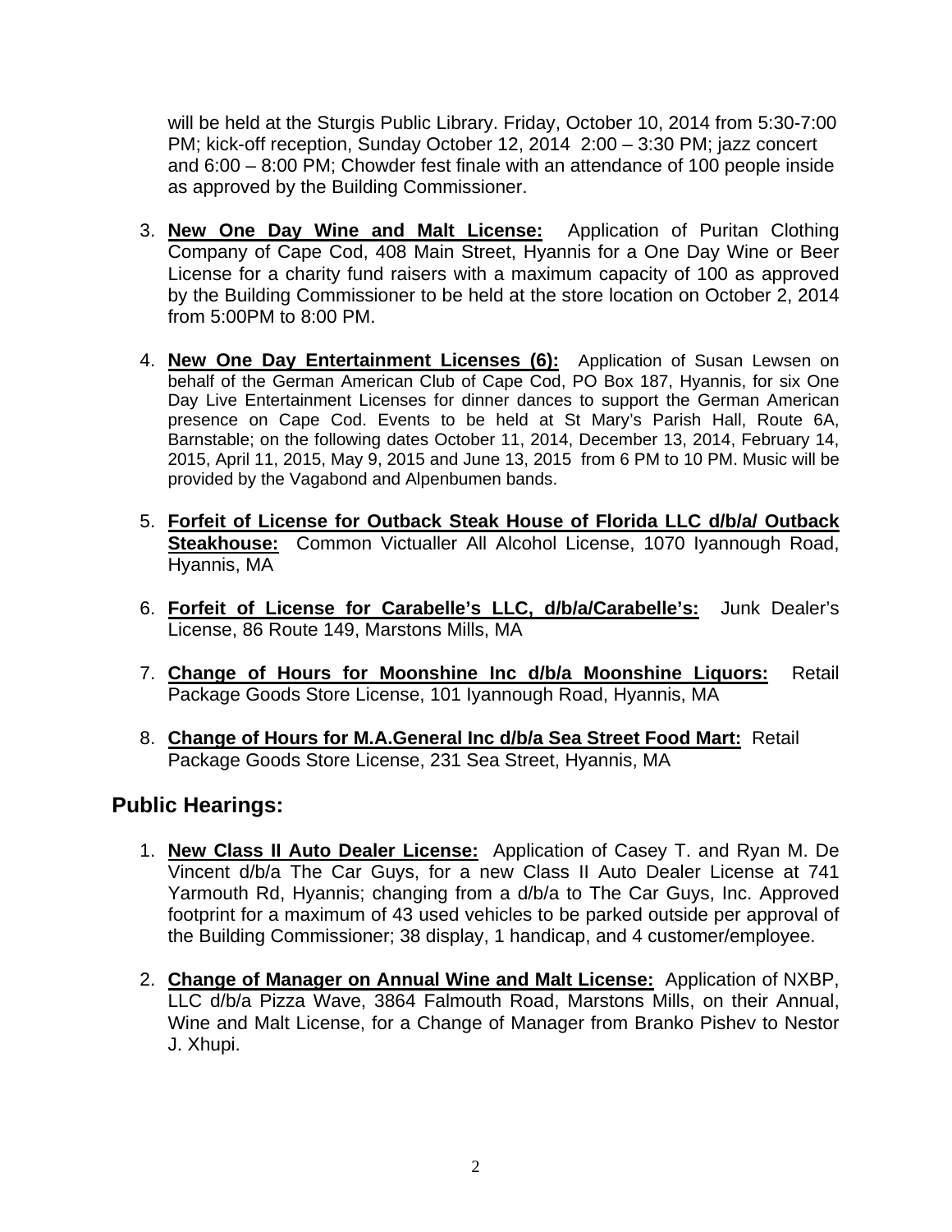will be held at the Sturgis Public Library. Friday, October 10, 2014 from 5:30-7:00 PM; kick-off reception, Sunday October 12, 2014 2:00 – 3:30 PM; jazz concert and 6:00 – 8:00 PM; Chowder fest finale with an attendance of 100 people inside as approved by the Building Commissioner.

3. **New One Day Wine and Malt License:** Application of Puritan Clothing Company of Cape Cod, 408 Main Street, Hyannis for a One Day Wine or Beer License for a charity fund raisers with a maximum capacity of 100 as approved by the Building Commissioner to be held at the store location on October 2, 2014 from 5:00PM to 8:00 PM.

4. **New One Day Entertainment Licenses (6):** Application of Susan Lewsen on behalf of the German American Club of Cape Cod, PO Box 187, Hyannis, for six One Day Live Entertainment Licenses for dinner dances to support the German American presence on Cape Cod. Events to be held at St Mary's Parish Hall, Route 6A, Barnstable; on the following dates October 11, 2014, December 13, 2014, February 14, 2015, April 11, 2015, May 9, 2015 and June 13, 2015 from 6 PM to 10 PM. Music will be provided by the Vagabond and Alpenbumen bands.

5. **Forfeit of License for Outback Steak House of Florida LLC d/b/a/ Outback Steakhouse:** Common Victualler All Alcohol License, 1070 Iyannough Road, Hyannis, MA

6. **Forfeit of License for Carabelle's LLC, d/b/a/Carabelle's:** Junk Dealer's License, 86 Route 149, Marstons Mills, MA

7. **Change of Hours for Moonshine Inc d/b/a Moonshine Liquors:** Retail Package Goods Store License, 101 Iyannough Road, Hyannis, MA

8. **Change of Hours for M.A.General Inc d/b/a Sea Street Food Mart:** Retail Package Goods Store License, 231 Sea Street, Hyannis, MA

## Public Hearings:

1. **New Class II Auto Dealer License:** Application of Casey T. and Ryan M. De Vincent d/b/a The Car Guys, for a new Class II Auto Dealer License at 741 Yarmouth Rd, Hyannis; changing from a d/b/a to The Car Guys, Inc. Approved footprint for a maximum of 43 used vehicles to be parked outside per approval of the Building Commissioner; 38 display, 1 handicap, and 4 customer/employee.

2. **Change of Manager on Annual Wine and Malt License:** Application of NXBP, LLC d/b/a Pizza Wave, 3864 Falmouth Road, Marstons Mills, on their Annual, Wine and Malt License, for a Change of Manager from Branko Pishev to Nestor J. Xhupi.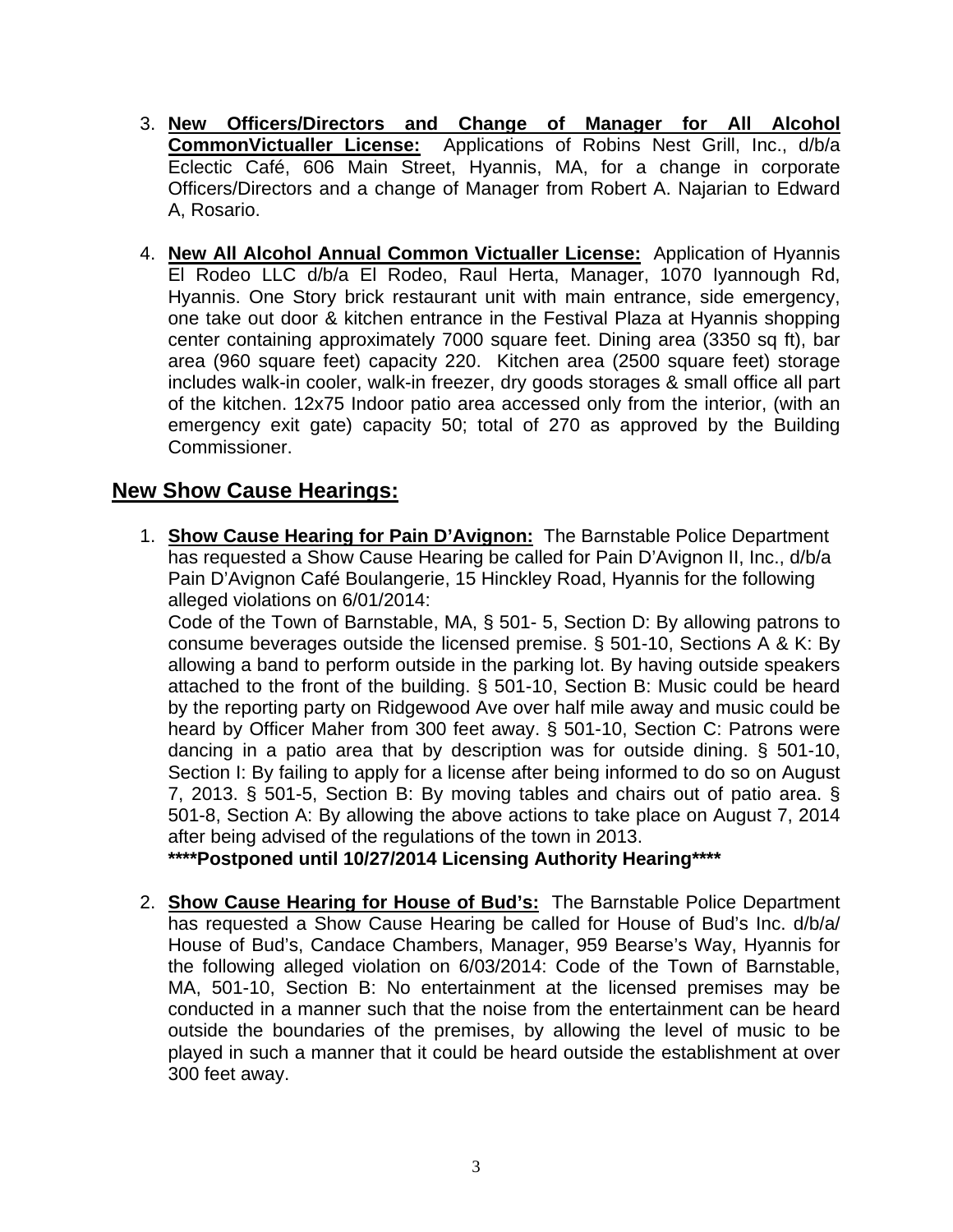3. **New Officers/Directors and Change of Manager for All Alcohol CommonVictualler License:** Applications of Robins Nest Grill, Inc., d/b/a Eclectic Café, 606 Main Street, Hyannis, MA, for a change in corporate Officers/Directors and a change of Manager from Robert A. Najarian to Edward A, Rosario.

4. **New All Alcohol Annual Common Victualler License:** Application of Hyannis El Rodeo LLC d/b/a El Rodeo, Raul Herta, Manager, 1070 Iyannough Rd, Hyannis. One Story brick restaurant unit with main entrance, side emergency, one take out door & kitchen entrance in the Festival Plaza at Hyannis shopping center containing approximately 7000 square feet. Dining area (3350 sq ft), bar area (960 square feet) capacity 220. Kitchen area (2500 square feet) storage includes walk-in cooler, walk-in freezer, dry goods storages & small office all part of the kitchen. 12x75 Indoor patio area accessed only from the interior, (with an emergency exit gate) capacity 50; total of 270 as approved by the Building Commissioner.

## New Show Cause Hearings:

1. **Show Cause Hearing for Pain D'Avignon:** The Barnstable Police Department has requested a Show Cause Hearing be called for Pain D'Avignon II, Inc., d/b/a Pain D'Avignon Café Boulangerie, 15 Hinckley Road, Hyannis for the following alleged violations on 6/01/2014:
   Code of the Town of Barnstable, MA, § 501- 5, Section D: By allowing patrons to consume beverages outside the licensed premise. § 501-10, Sections A & K: By allowing a band to perform outside in the parking lot. By having outside speakers attached to the front of the building. § 501-10, Section B: Music could be heard by the reporting party on Ridgewood Ave over half mile away and music could be heard by Officer Maher from 300 feet away. § 501-10, Section C: Patrons were dancing in a patio area that by description was for outside dining. § 501-10, Section I: By failing to apply for a license after being informed to do so on August 7, 2013. § 501-5, Section B: By moving tables and chairs out of patio area. § 501-8, Section A: By allowing the above actions to take place on August 7, 2014 after being advised of the regulations of the town in 2013.
   **\*\*\*\*Postponed until 10/27/2014 Licensing Authority Hearing\*\*\*\***

2. **Show Cause Hearing for House of Bud's:** The Barnstable Police Department has requested a Show Cause Hearing be called for House of Bud's Inc. d/b/a/ House of Bud's, Candace Chambers, Manager, 959 Bearse's Way, Hyannis for the following alleged violation on 6/03/2014: Code of the Town of Barnstable, MA, 501-10, Section B: No entertainment at the licensed premises may be conducted in a manner such that the noise from the entertainment can be heard outside the boundaries of the premises, by allowing the level of music to be played in such a manner that it could be heard outside the establishment at over 300 feet away.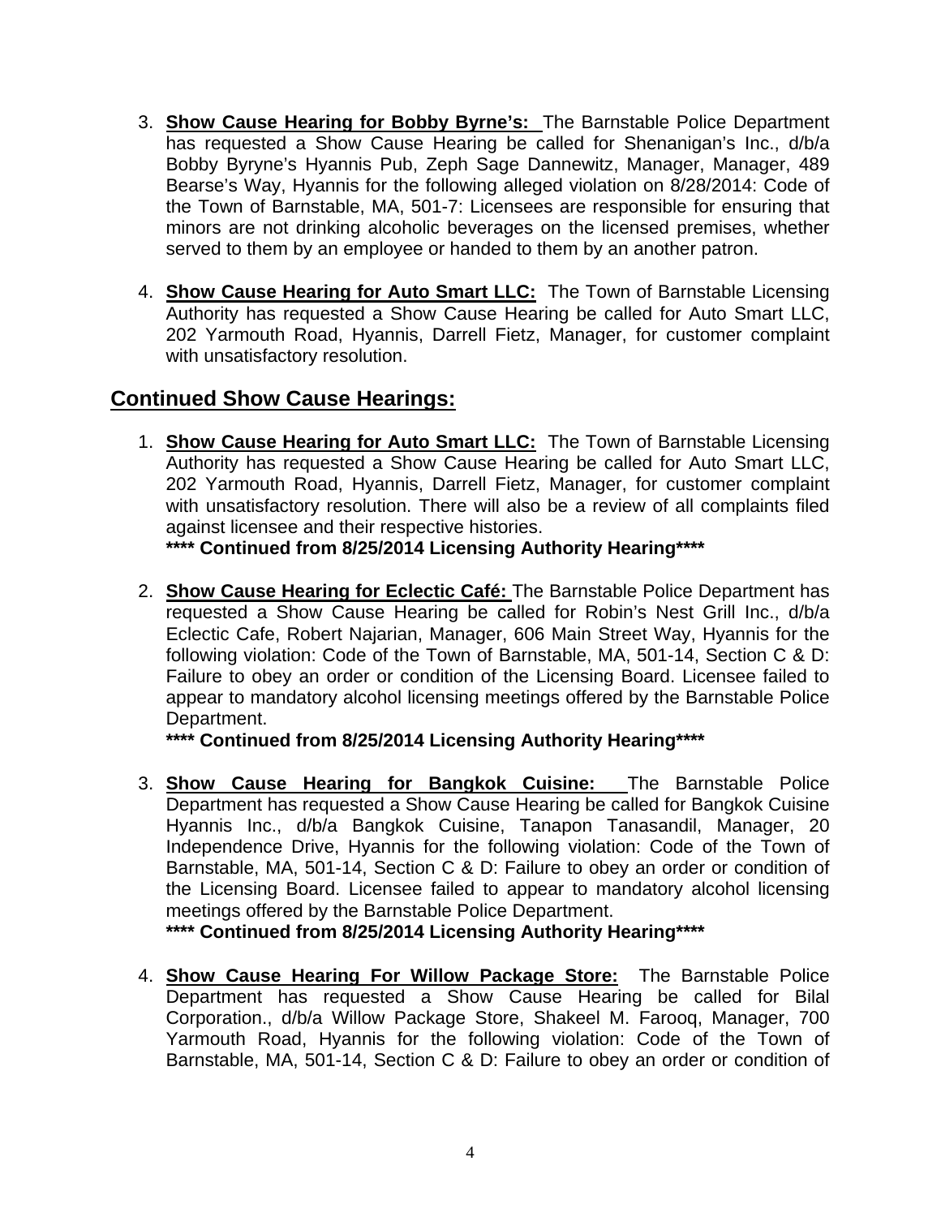3. **Show Cause Hearing for Bobby Byrne's:** The Barnstable Police Department has requested a Show Cause Hearing be called for Shenanigan's Inc., d/b/a Bobby Byryne's Hyannis Pub, Zeph Sage Dannewitz, Manager, Manager, 489 Bearse's Way, Hyannis for the following alleged violation on 8/28/2014: Code of the Town of Barnstable, MA, 501-7: Licensees are responsible for ensuring that minors are not drinking alcoholic beverages on the licensed premises, whether served to them by an employee or handed to them by an another patron.

4. **Show Cause Hearing for Auto Smart LLC:** The Town of Barnstable Licensing Authority has requested a Show Cause Hearing be called for Auto Smart LLC, 202 Yarmouth Road, Hyannis, Darrell Fietz, Manager, for customer complaint with unsatisfactory resolution.

## Continued Show Cause Hearings:

1. **Show Cause Hearing for Auto Smart LLC:** The Town of Barnstable Licensing Authority has requested a Show Cause Hearing be called for Auto Smart LLC, 202 Yarmouth Road, Hyannis, Darrell Fietz, Manager, for customer complaint with unsatisfactory resolution. There will also be a review of all complaints filed against licensee and their respective histories.
   **\*\*\*\* Continued from 8/25/2014 Licensing Authority Hearing\*\*\*\***

2. **Show Cause Hearing for Eclectic Café:** The Barnstable Police Department has requested a Show Cause Hearing be called for Robin's Nest Grill Inc., d/b/a Eclectic Cafe, Robert Najarian, Manager, 606 Main Street Way, Hyannis for the following violation: Code of the Town of Barnstable, MA, 501-14, Section C & D: Failure to obey an order or condition of the Licensing Board. Licensee failed to appear to mandatory alcohol licensing meetings offered by the Barnstable Police Department.
   **\*\*\*\* Continued from 8/25/2014 Licensing Authority Hearing\*\*\*\***

3. **Show Cause Hearing for Bangkok Cuisine:** The Barnstable Police Department has requested a Show Cause Hearing be called for Bangkok Cuisine Hyannis Inc., d/b/a Bangkok Cuisine, Tanapon Tanasandil, Manager, 20 Independence Drive, Hyannis for the following violation: Code of the Town of Barnstable, MA, 501-14, Section C & D: Failure to obey an order or condition of the Licensing Board. Licensee failed to appear to mandatory alcohol licensing meetings offered by the Barnstable Police Department.
   **\*\*\*\* Continued from 8/25/2014 Licensing Authority Hearing\*\*\*\***

4. **Show Cause Hearing For Willow Package Store:** The Barnstable Police Department has requested a Show Cause Hearing be called for Bilal Corporation., d/b/a Willow Package Store, Shakeel M. Farooq, Manager, 700 Yarmouth Road, Hyannis for the following violation: Code of the Town of Barnstable, MA, 501-14, Section C & D: Failure to obey an order or condition of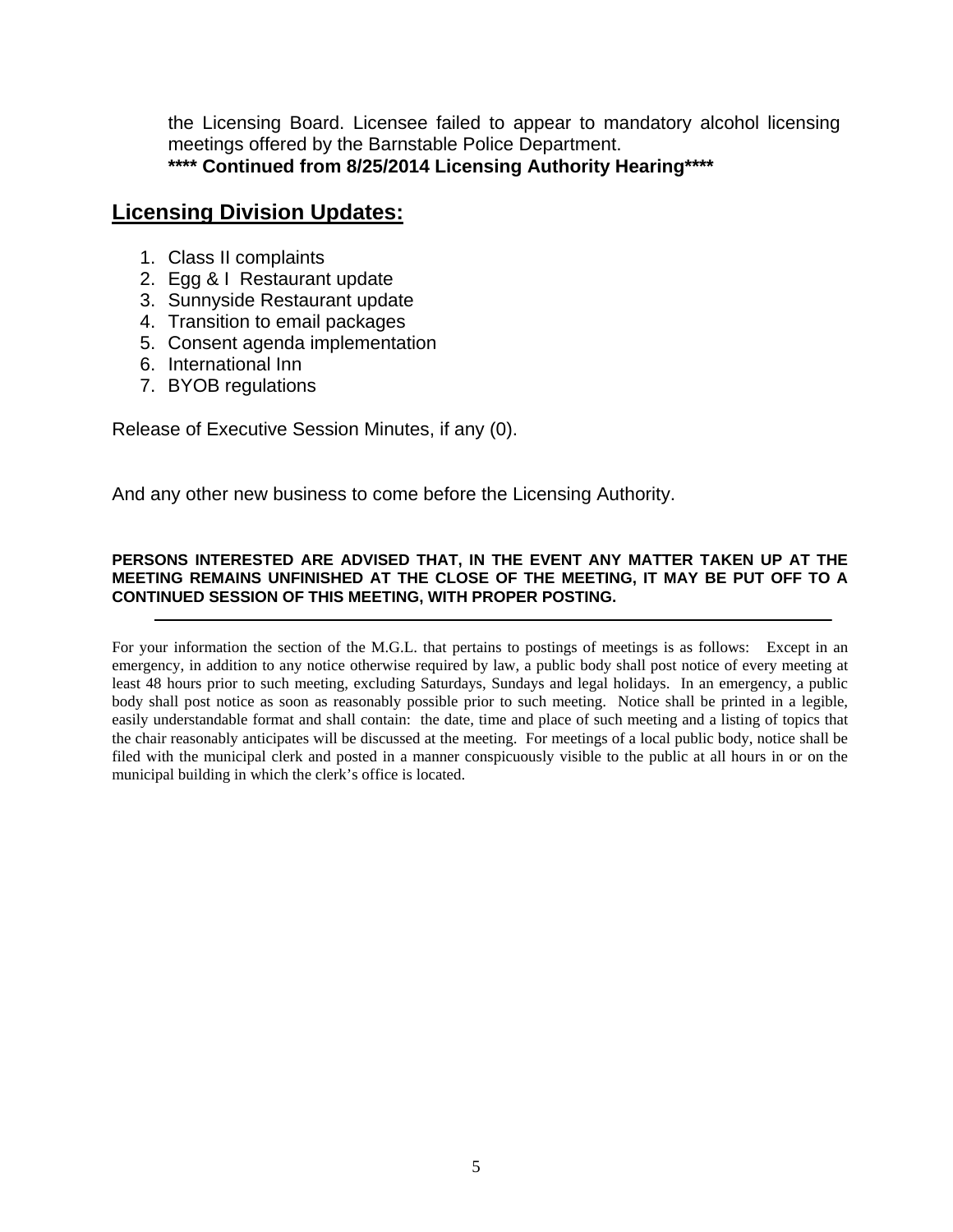the Licensing Board. Licensee failed to appear to mandatory alcohol licensing meetings offered by the Barnstable Police Department.
**\*\*\*\* Continued from 8/25/2014 Licensing Authority Hearing\*\*\*\***

## Licensing Division Updates:

1. Class II complaints
2. Egg & I Restaurant update
3. Sunnyside Restaurant update
4. Transition to email packages
5. Consent agenda implementation
6. International Inn
7. BYOB regulations

Release of Executive Session Minutes, if any (0).

And any other new business to come before the Licensing Authority.

**PERSONS INTERESTED ARE ADVISED THAT, IN THE EVENT ANY MATTER TAKEN UP AT THE MEETING REMAINS UNFINISHED AT THE CLOSE OF THE MEETING, IT MAY BE PUT OFF TO A CONTINUED SESSION OF THIS MEETING, WITH PROPER POSTING.**

---

For your information the section of the M.G.L. that pertains to postings of meetings is as follows: Except in an emergency, in addition to any notice otherwise required by law, a public body shall post notice of every meeting at least 48 hours prior to such meeting, excluding Saturdays, Sundays and legal holidays. In an emergency, a public body shall post notice as soon as reasonably possible prior to such meeting. Notice shall be printed in a legible, easily understandable format and shall contain: the date, time and place of such meeting and a listing of topics that the chair reasonably anticipates will be discussed at the meeting. For meetings of a local public body, notice shall be filed with the municipal clerk and posted in a manner conspicuously visible to the public at all hours in or on the municipal building in which the clerk's office is located.